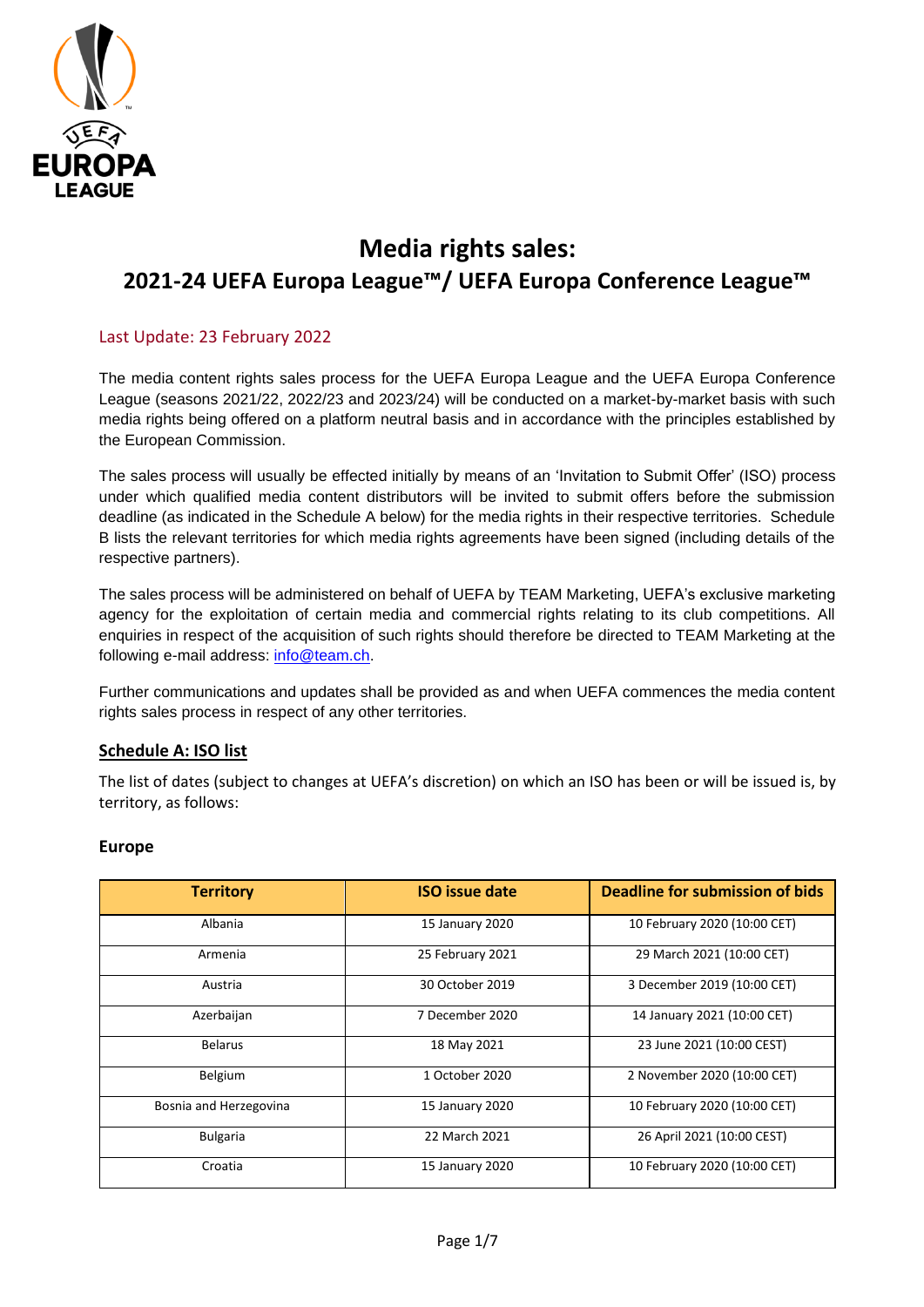# Media rights sales:
# 2021-24 UEFA Europa League™/ UEFA Europa Conference League™

Last Update: 23 February 2022

The media content rights sales process for the UEFA Europa League and the UEFA Europa Conference League (seasons 2021/22, 2022/23 and 2023/24) will be conducted on a market-by-market basis with such media rights being offered on a platform neutral basis and in accordance with the principles established by the European Commission.

The sales process will usually be effected initially by means of an 'Invitation to Submit Offer' (ISO) process under which qualified media content distributors will be invited to submit offers before the submission deadline (as indicated in the Schedule A below) for the media rights in their respective territories. Schedule B lists the relevant territories for which media rights agreements have been signed (including details of the respective partners).

The sales process will be administered on behalf of UEFA by TEAM Marketing, UEFA's exclusive marketing agency for the exploitation of certain media and commercial rights relating to its club competitions. All enquiries in respect of the acquisition of such rights should therefore be directed to TEAM Marketing at the following e-mail address: info@team.ch.

Further communications and updates shall be provided as and when UEFA commences the media content rights sales process in respect of any other territories.

## Schedule A: ISO list

The list of dates (subject to changes at UEFA's discretion) on which an ISO has been or will be issued is, by territory, as follows:

### Europe

| Territory | ISO issue date | Deadline for submission of bids |
|---|---|---|
| Albania | 15 January 2020 | 10 February 2020 (10:00 CET) |
| Armenia | 25 February 2021 | 29 March 2021 (10:00 CET) |
| Austria | 30 October 2019 | 3 December 2019 (10:00 CET) |
| Azerbaijan | 7 December 2020 | 14 January 2021 (10:00 CET) |
| Belarus | 18 May 2021 | 23 June 2021 (10:00 CEST) |
| Belgium | 1 October 2020 | 2 November 2020 (10:00 CET) |
| Bosnia and Herzegovina | 15 January 2020 | 10 February 2020 (10:00 CET) |
| Bulgaria | 22 March 2021 | 26 April 2021 (10:00 CEST) |
| Croatia | 15 January 2020 | 10 February 2020 (10:00 CET) |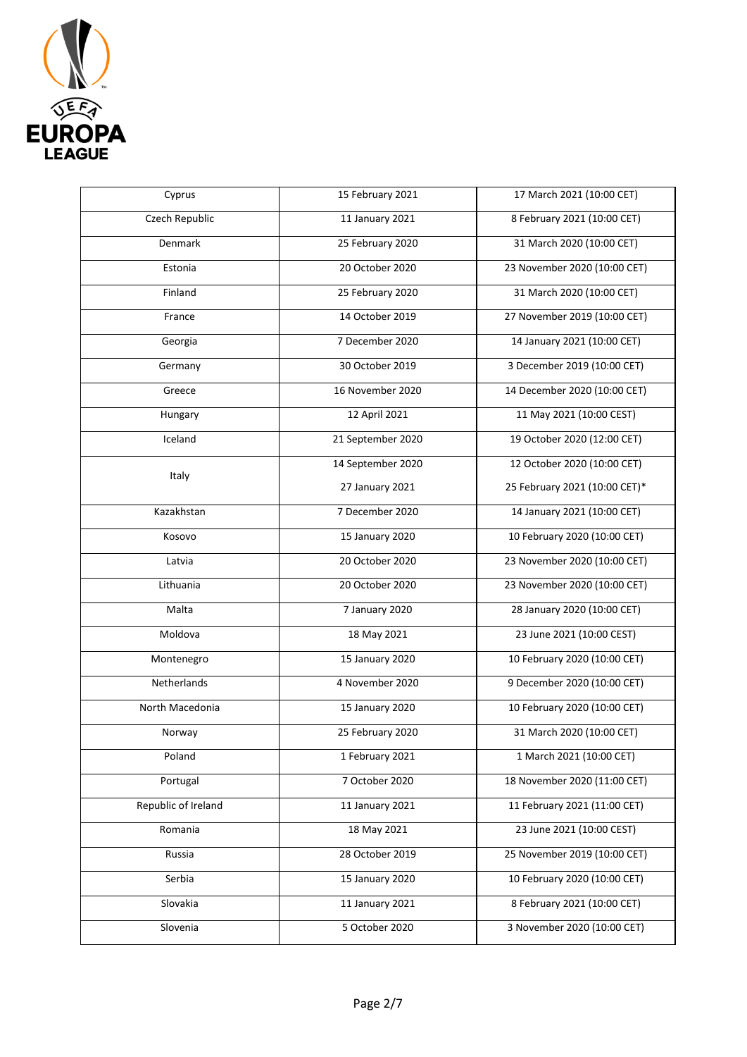| Cyprus | 15 February 2021 | 17 March 2021 (10:00 CET) |
|---|---|---|
| Czech Republic | 11 January 2021 | 8 February 2021 (10:00 CET) |
| Denmark | 25 February 2020 | 31 March 2020 (10:00 CET) |
| Estonia | 20 October 2020 | 23 November 2020 (10:00 CET) |
| Finland | 25 February 2020 | 31 March 2020 (10:00 CET) |
| France | 14 October 2019 | 27 November 2019 (10:00 CET) |
| Georgia | 7 December 2020 | 14 January 2021 (10:00 CET) |
| Germany | 30 October 2019 | 3 December 2019 (10:00 CET) |
| Greece | 16 November 2020 | 14 December 2020 (10:00 CET) |
| Hungary | 12 April 2021 | 11 May 2021 (10:00 CEST) |
| Iceland | 21 September 2020 | 19 October 2020 (12:00 CET) |
| Italy | 14 September 2020<br>27 January 2021 | 12 October 2020 (10:00 CET)<br>25 February 2021 (10:00 CET)* |
| Kazakhstan | 7 December 2020 | 14 January 2021 (10:00 CET) |
| Kosovo | 15 January 2020 | 10 February 2020 (10:00 CET) |
| Latvia | 20 October 2020 | 23 November 2020 (10:00 CET) |
| Lithuania | 20 October 2020 | 23 November 2020 (10:00 CET) |
| Malta | 7 January 2020 | 28 January 2020 (10:00 CET) |
| Moldova | 18 May 2021 | 23 June 2021 (10:00 CEST) |
| Montenegro | 15 January 2020 | 10 February 2020 (10:00 CET) |
| Netherlands | 4 November 2020 | 9 December 2020 (10:00 CET) |
| North Macedonia | 15 January 2020 | 10 February 2020 (10:00 CET) |
| Norway | 25 February 2020 | 31 March 2020 (10:00 CET) |
| Poland | 1 February 2021 | 1 March 2021 (10:00 CET) |
| Portugal | 7 October 2020 | 18 November 2020 (11:00 CET) |
| Republic of Ireland | 11 January 2021 | 11 February 2021 (11:00 CET) |
| Romania | 18 May 2021 | 23 June 2021 (10:00 CEST) |
| Russia | 28 October 2019 | 25 November 2019 (10:00 CET) |
| Serbia | 15 January 2020 | 10 February 2020 (10:00 CET) |
| Slovakia | 11 January 2021 | 8 February 2021 (10:00 CET) |
| Slovenia | 5 October 2020 | 3 November 2020 (10:00 CET) |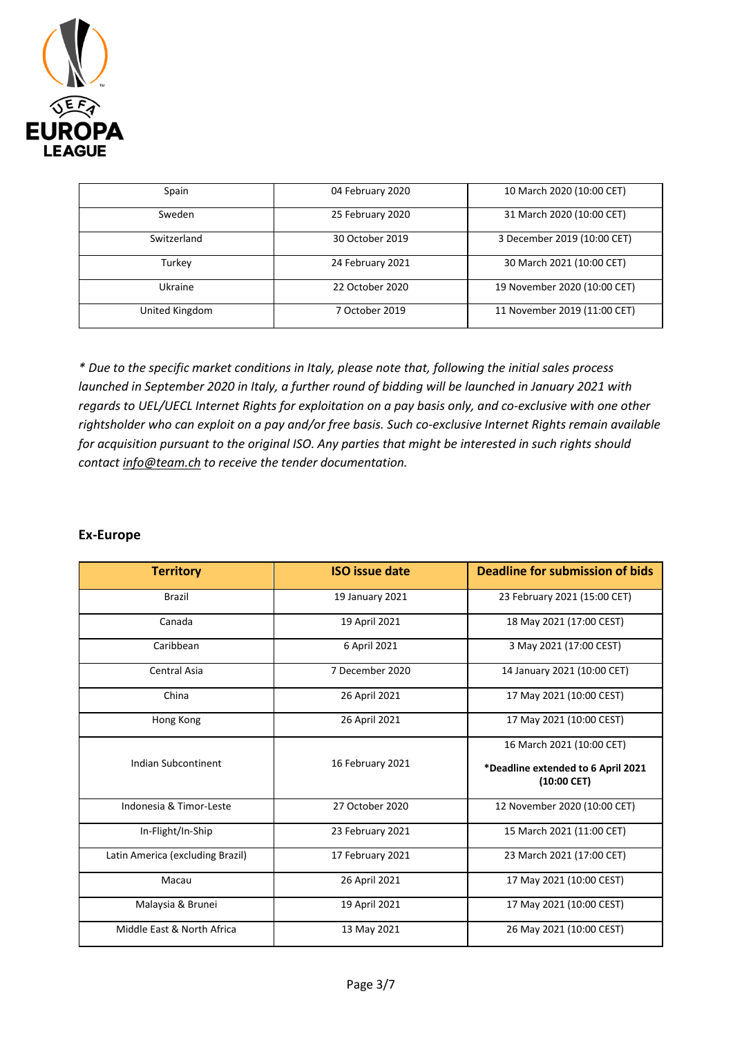| Spain | 04 February 2020 | 10 March 2020 (10:00 CET) |
|---|---|---|
| Sweden | 25 February 2020 | 31 March 2020 (10:00 CET) |
| Switzerland | 30 October 2019 | 3 December 2019 (10:00 CET) |
| Turkey | 24 February 2021 | 30 March 2021 (10:00 CET) |
| Ukraine | 22 October 2020 | 19 November 2020 (10:00 CET) |
| United Kingdom | 7 October 2019 | 11 November 2019 (11:00 CET) |

*\* Due to the specific market conditions in Italy, please note that, following the initial sales process launched in September 2020 in Italy, a further round of bidding will be launched in January 2021 with regards to UEL/UECL Internet Rights for exploitation on a pay basis only, and co-exclusive with one other rightsholder who can exploit on a pay and/or free basis. Such co-exclusive Internet Rights remain available for acquisition pursuant to the original ISO. Any parties that might be interested in such rights should contact info@team.ch to receive the tender documentation.*

## Ex-Europe

| Territory | ISO issue date | Deadline for submission of bids |
|---|---|---|
| Brazil | 19 January 2021 | 23 February 2021 (15:00 CET) |
| Canada | 19 April 2021 | 18 May 2021 (17:00 CEST) |
| Caribbean | 6 April 2021 | 3 May 2021 (17:00 CEST) |
| Central Asia | 7 December 2020 | 14 January 2021 (10:00 CET) |
| China | 26 April 2021 | 17 May 2021 (10:00 CEST) |
| Hong Kong | 26 April 2021 | 17 May 2021 (10:00 CEST) |
| Indian Subcontinent | 16 February 2021 | 16 March 2021 (10:00 CET)<br>**\*Deadline extended to 6 April 2021 (10:00 CET)** |
| Indonesia & Timor-Leste | 27 October 2020 | 12 November 2020 (10:00 CET) |
| In-Flight/In-Ship | 23 February 2021 | 15 March 2021 (11:00 CET) |
| Latin America (excluding Brazil) | 17 February 2021 | 23 March 2021 (17:00 CET) |
| Macau | 26 April 2021 | 17 May 2021 (10:00 CEST) |
| Malaysia & Brunei | 19 April 2021 | 17 May 2021 (10:00 CEST) |
| Middle East & North Africa | 13 May 2021 | 26 May 2021 (10:00 CEST) |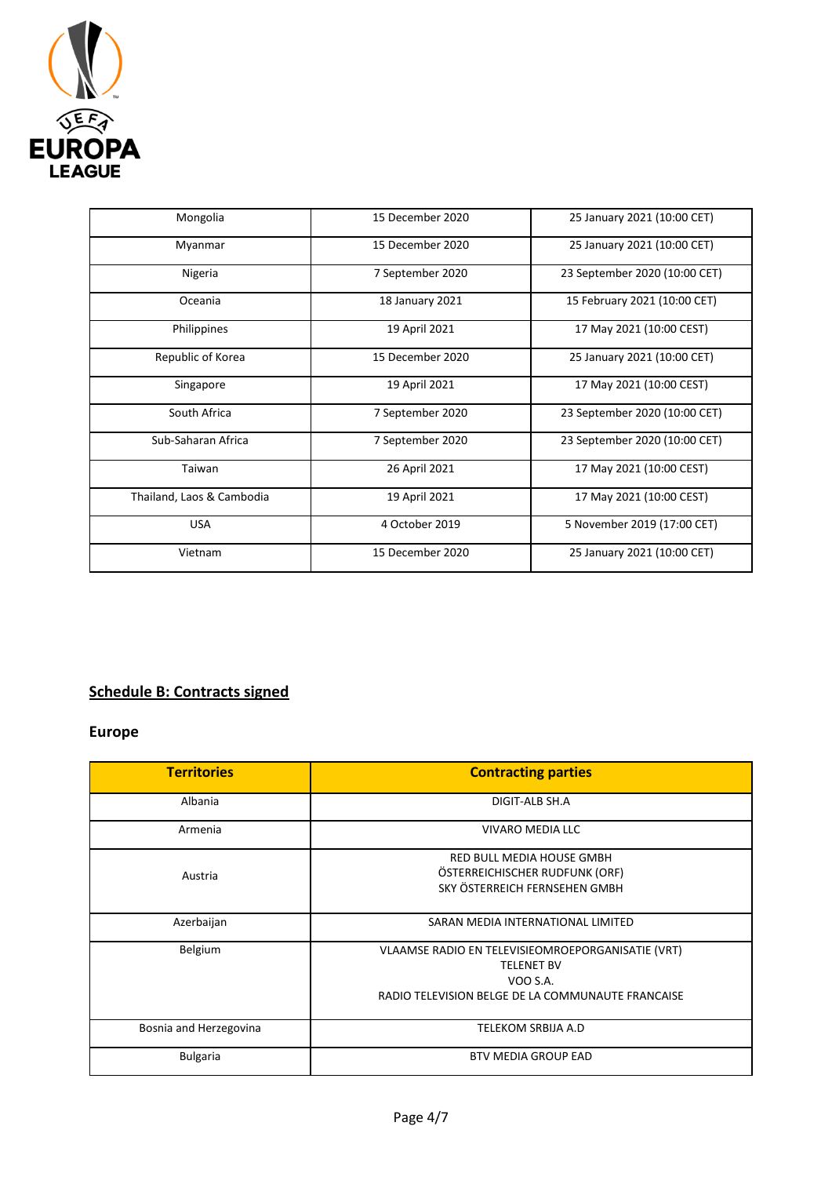| | | |
|---|---|---|
| Mongolia | 15 December 2020 | 25 January 2021 (10:00 CET) |
| Myanmar | 15 December 2020 | 25 January 2021 (10:00 CET) |
| Nigeria | 7 September 2020 | 23 September 2020 (10:00 CET) |
| Oceania | 18 January 2021 | 15 February 2021 (10:00 CET) |
| Philippines | 19 April 2021 | 17 May 2021 (10:00 CEST) |
| Republic of Korea | 15 December 2020 | 25 January 2021 (10:00 CET) |
| Singapore | 19 April 2021 | 17 May 2021 (10:00 CEST) |
| South Africa | 7 September 2020 | 23 September 2020 (10:00 CET) |
| Sub-Saharan Africa | 7 September 2020 | 23 September 2020 (10:00 CET) |
| Taiwan | 26 April 2021 | 17 May 2021 (10:00 CEST) |
| Thailand, Laos & Cambodia | 19 April 2021 | 17 May 2021 (10:00 CEST) |
| USA | 4 October 2019 | 5 November 2019 (17:00 CET) |
| Vietnam | 15 December 2020 | 25 January 2021 (10:00 CET) |

## Schedule B: Contracts signed

### Europe

| Territories | Contracting parties |
|---|---|
| Albania | DIGIT-ALB SH.A |
| Armenia | VIVARO MEDIA LLC |
| Austria | RED BULL MEDIA HOUSE GMBH<br>ÖSTERREICHISCHER RUDFUNK (ORF)<br>SKY ÖSTERREICH FERNSEHEN GMBH |
| Azerbaijan | SARAN MEDIA INTERNATIONAL LIMITED |
| Belgium | VLAAMSE RADIO EN TELEVISIEOMROEPORGANISATIE (VRT)<br>TELENET BV<br>VOO S.A.<br>RADIO TELEVISION BELGE DE LA COMMUNAUTE FRANCAISE |
| Bosnia and Herzegovina | TELEKOM SRBIJA A.D |
| Bulgaria | BTV MEDIA GROUP EAD |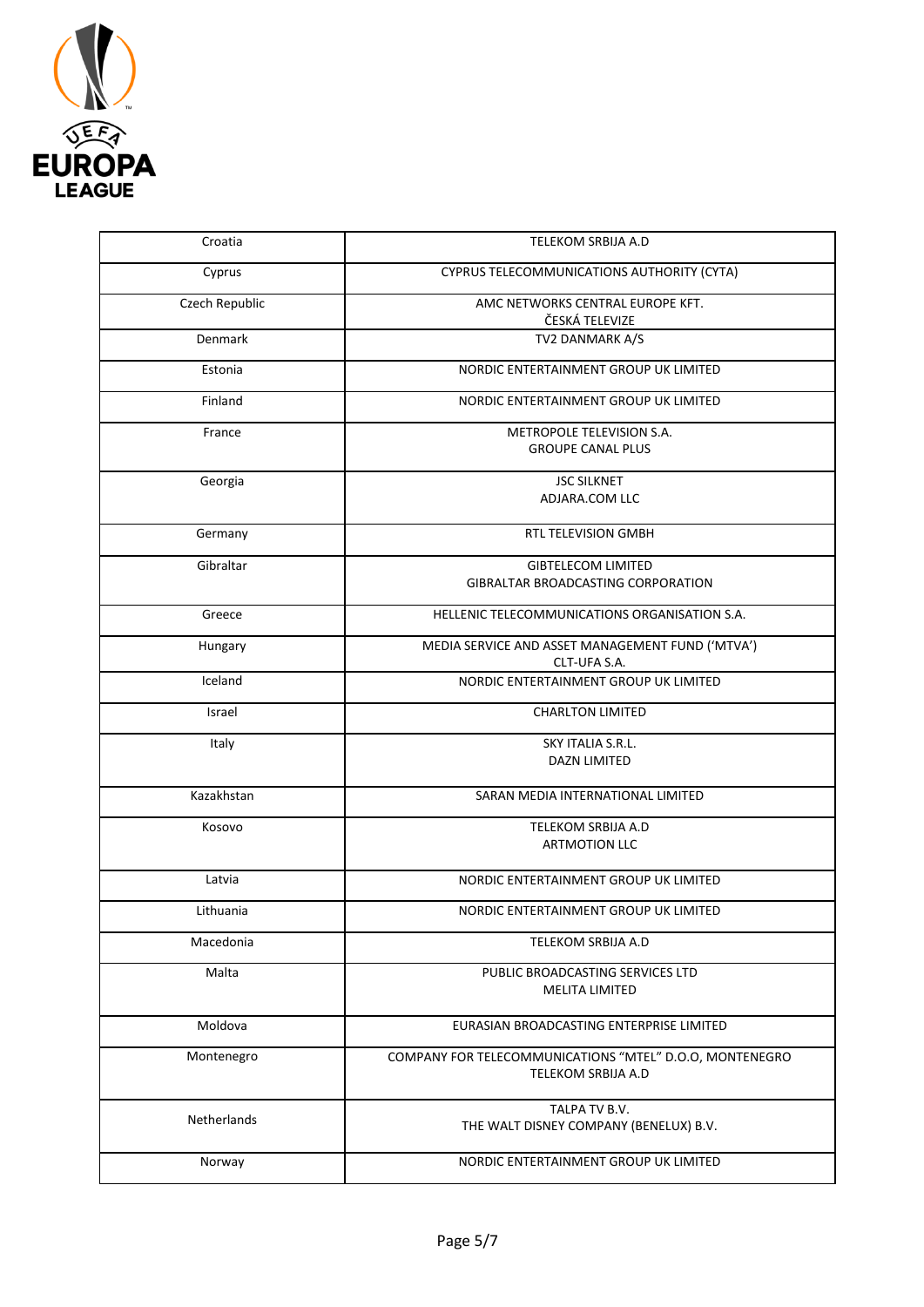| Croatia | TELEKOM SRBIJA A.D |
| --- | --- |
| Cyprus | CYPRUS TELECOMMUNICATIONS AUTHORITY (CYTA) |
| Czech Republic | AMC NETWORKS CENTRAL EUROPE KFT.<br>ČESKÁ TELEVIZE |
| Denmark | TV2 DANMARK A/S |
| Estonia | NORDIC ENTERTAINMENT GROUP UK LIMITED |
| Finland | NORDIC ENTERTAINMENT GROUP UK LIMITED |
| France | METROPOLE TELEVISION S.A.<br>GROUPE CANAL PLUS |
| Georgia | JSC SILKNET<br>ADJARA.COM LLC |
| Germany | RTL TELEVISION GMBH |
| Gibraltar | GIBTELECOM LIMITED<br>GIBRALTAR BROADCASTING CORPORATION |
| Greece | HELLENIC TELECOMMUNICATIONS ORGANISATION S.A. |
| Hungary | MEDIA SERVICE AND ASSET MANAGEMENT FUND ('MTVA')<br>CLT-UFA S.A. |
| Iceland | NORDIC ENTERTAINMENT GROUP UK LIMITED |
| Israel | CHARLTON LIMITED |
| Italy | SKY ITALIA S.R.L.<br>DAZN LIMITED |
| Kazakhstan | SARAN MEDIA INTERNATIONAL LIMITED |
| Kosovo | TELEKOM SRBIJA A.D<br>ARTMOTION LLC |
| Latvia | NORDIC ENTERTAINMENT GROUP UK LIMITED |
| Lithuania | NORDIC ENTERTAINMENT GROUP UK LIMITED |
| Macedonia | TELEKOM SRBIJA A.D |
| Malta | PUBLIC BROADCASTING SERVICES LTD<br>MELITA LIMITED |
| Moldova | EURASIAN BROADCASTING ENTERPRISE LIMITED |
| Montenegro | COMPANY FOR TELECOMMUNICATIONS "MTEL" D.O.O, MONTENEGRO<br>TELEKOM SRBIJA A.D |
| Netherlands | TALPA TV B.V.<br>THE WALT DISNEY COMPANY (BENELUX) B.V. |
| Norway | NORDIC ENTERTAINMENT GROUP UK LIMITED |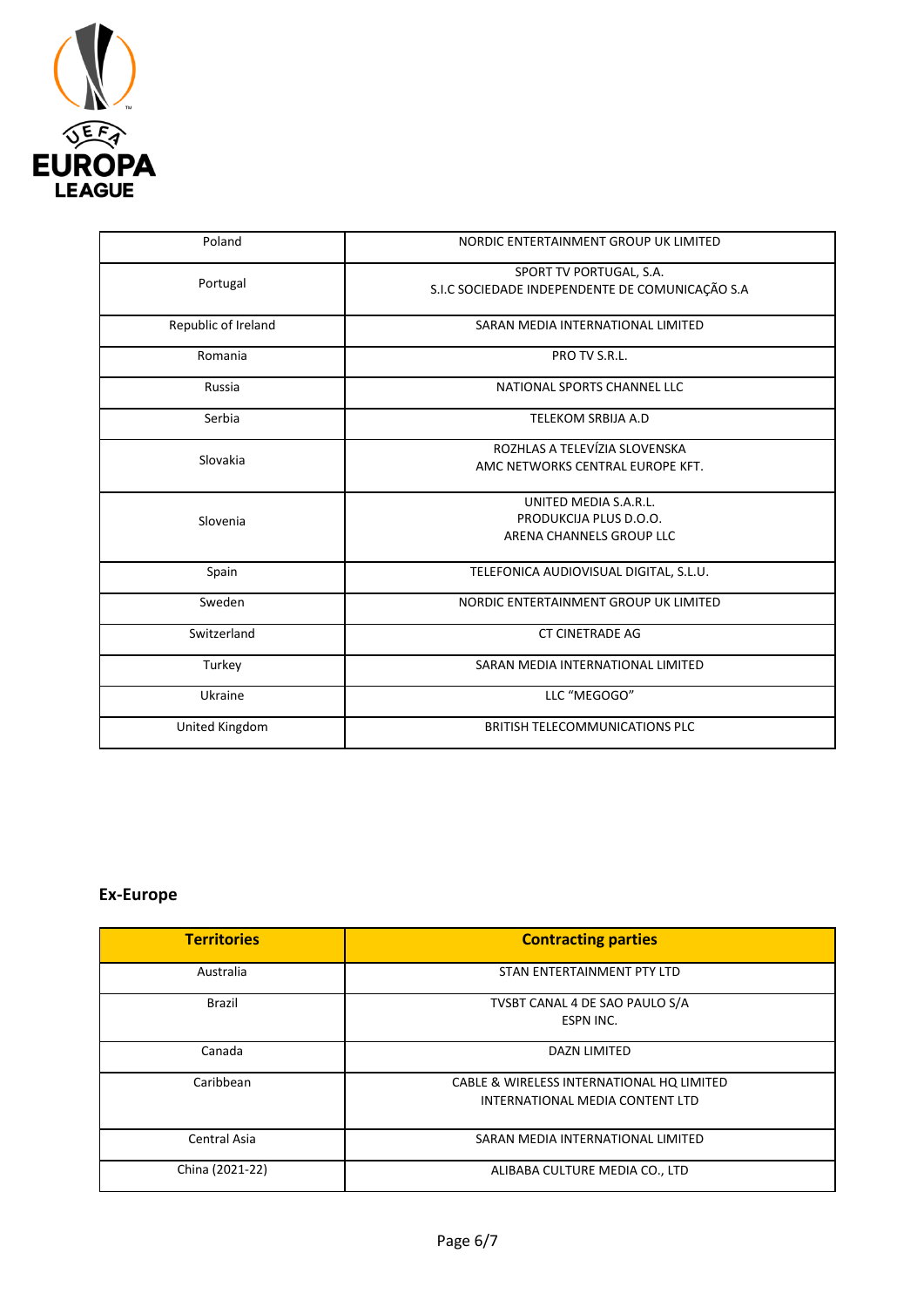| | |
|---|---|
| Poland | NORDIC ENTERTAINMENT GROUP UK LIMITED |
| Portugal | SPORT TV PORTUGAL, S.A.<br>S.I.C SOCIEDADE INDEPENDENTE DE COMUNICAÇÃO S.A |
| Republic of Ireland | SARAN MEDIA INTERNATIONAL LIMITED |
| Romania | PRO TV S.R.L. |
| Russia | NATIONAL SPORTS CHANNEL LLC |
| Serbia | TELEKOM SRBIJA A.D |
| Slovakia | ROZHLAS A TELEVÍZIA SLOVENSKA<br>AMC NETWORKS CENTRAL EUROPE KFT. |
| Slovenia | UNITED MEDIA S.A.R.L.<br>PRODUKCIJA PLUS D.O.O.<br>ARENA CHANNELS GROUP LLC |
| Spain | TELEFONICA AUDIOVISUAL DIGITAL, S.L.U. |
| Sweden | NORDIC ENTERTAINMENT GROUP UK LIMITED |
| Switzerland | CT CINETRADE AG |
| Turkey | SARAN MEDIA INTERNATIONAL LIMITED |
| Ukraine | LLC "MEGOGO" |
| United Kingdom | BRITISH TELECOMMUNICATIONS PLC |

## Ex-Europe

| Territories | Contracting parties |
|---|---|
| Australia | STAN ENTERTAINMENT PTY LTD |
| Brazil | TVSBT CANAL 4 DE SAO PAULO S/A<br>ESPN INC. |
| Canada | DAZN LIMITED |
| Caribbean | CABLE & WIRELESS INTERNATIONAL HQ LIMITED<br>INTERNATIONAL MEDIA CONTENT LTD |
| Central Asia | SARAN MEDIA INTERNATIONAL LIMITED |
| China (2021-22) | ALIBABA CULTURE MEDIA CO., LTD |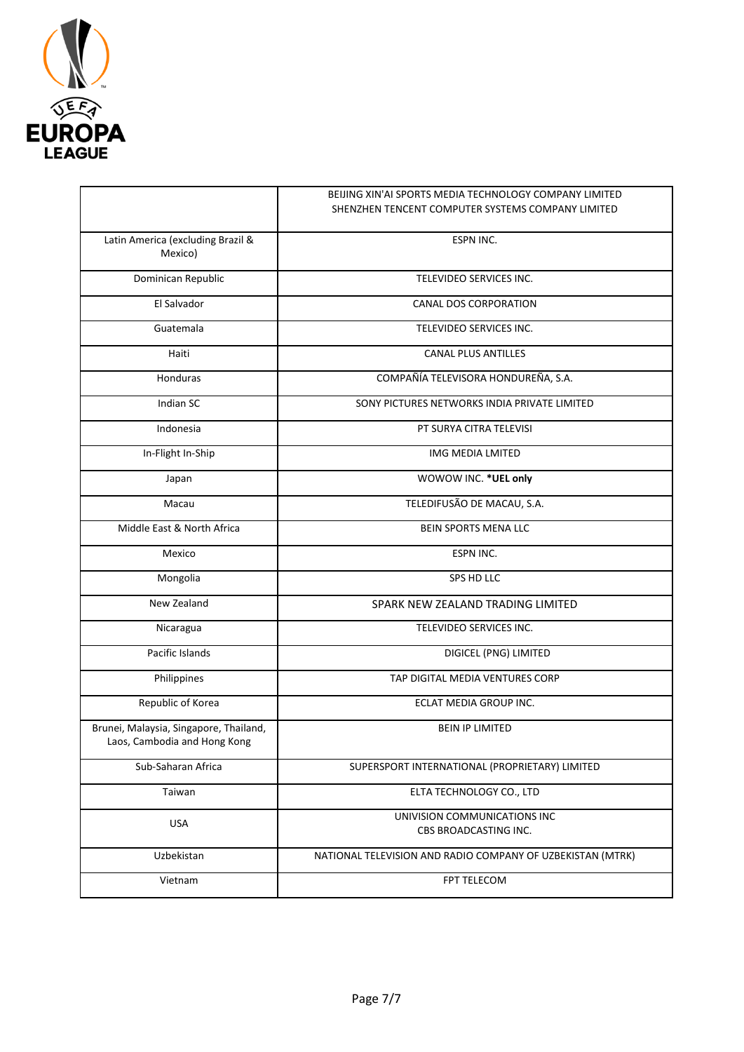| | |
|---|---|
| | BEIJING XIN'AI SPORTS MEDIA TECHNOLOGY COMPANY LIMITED<br>SHENZHEN TENCENT COMPUTER SYSTEMS COMPANY LIMITED |
| Latin America (excluding Brazil & Mexico) | ESPN INC. |
| Dominican Republic | TELEVIDEO SERVICES INC. |
| El Salvador | CANAL DOS CORPORATION |
| Guatemala | TELEVIDEO SERVICES INC. |
| Haiti | CANAL PLUS ANTILLES |
| Honduras | COMPAÑÍA TELEVISORA HONDUREÑA, S.A. |
| Indian SC | SONY PICTURES NETWORKS INDIA PRIVATE LIMITED |
| Indonesia | PT SURYA CITRA TELEVISI |
| In-Flight In-Ship | IMG MEDIA LMITED |
| Japan | WOWOW INC. ***UEL only** |
| Macau | TELEDIFUSÃO DE MACAU, S.A. |
| Middle East & North Africa | BEIN SPORTS MENA LLC |
| Mexico | ESPN INC. |
| Mongolia | SPS HD LLC |
| New Zealand | SPARK NEW ZEALAND TRADING LIMITED |
| Nicaragua | TELEVIDEO SERVICES INC. |
| Pacific Islands | DIGICEL (PNG) LIMITED |
| Philippines | TAP DIGITAL MEDIA VENTURES CORP |
| Republic of Korea | ECLAT MEDIA GROUP INC. |
| Brunei, Malaysia, Singapore, Thailand, Laos, Cambodia and Hong Kong | BEIN IP LIMITED |
| Sub-Saharan Africa | SUPERSPORT INTERNATIONAL (PROPRIETARY) LIMITED |
| Taiwan | ELTA TECHNOLOGY CO., LTD |
| USA | UNIVISION COMMUNICATIONS INC<br>CBS BROADCASTING INC. |
| Uzbekistan | NATIONAL TELEVISION AND RADIO COMPANY OF UZBEKISTAN (MTRK) |
| Vietnam | FPT TELECOM |